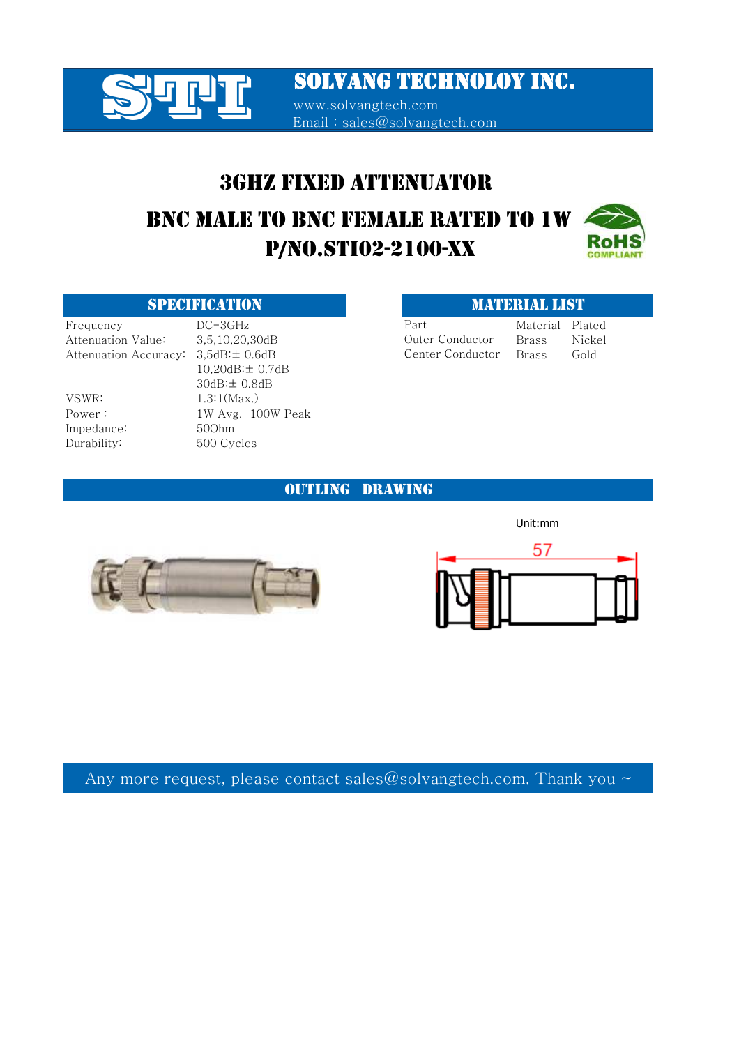# SOLVANG TECHNOLOY INC.

www.solvangtech.com
Email：sales@solvangtech.com

## 3GHZ FIXED ATTENUATOR

## BNC MALE TO BNC FEMALE RATED TO 1W
## P/NO.STI02-2100-XX

RoHS COMPLIANT

### SPECIFICATION

| | |
|---|---|
| Frequency | DC-3GHz |
| Attenuation Value: | 3,5,10,20,30dB |
| Attenuation Accuracy: | 3,5dB:± 0.6dB |
| | 10,20dB:± 0.7dB |
| | 30dB:± 0.8dB |
| VSWR: | 1.3:1(Max.) |
| Power： | 1W Avg. 100W Peak |
| Impedance: | 50Ohm |
| Durability: | 500 Cycles |

### MATERIAL LIST

| Part | Material | Plated |
|---|---|---|
| Outer Conductor | Brass | Nickel |
| Center Conductor | Brass | Gold |

### OUTLING DRAWING

Unit:mm

57

Any more request, please contact sales@solvangtech.com. Thank you ~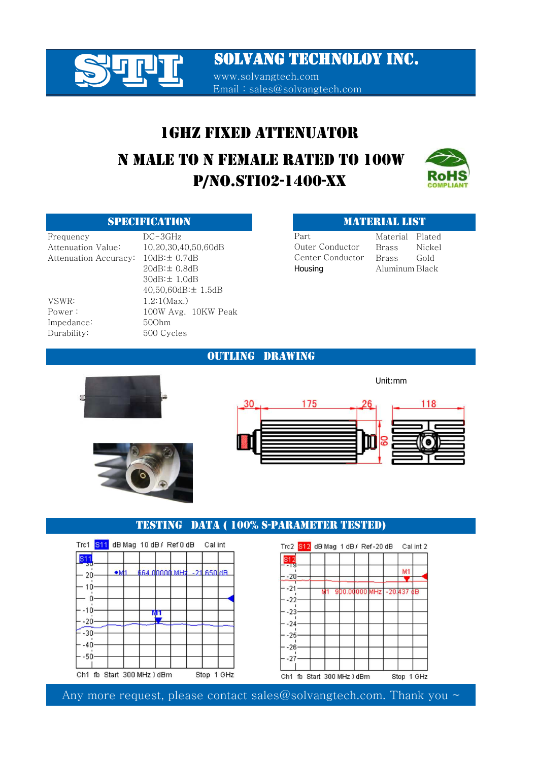# SOLVANG TECHNOLOY INC.

www.solvangtech.com
Email：sales@solvangtech.com

## 1GHZ FIXED ATTENUATOR

## N MALE TO N FEMALE RATED TO 100W

## P/NO.STI02-1400-XX

### SPECIFICATION

| | |
|---|---|
| Frequency | DC-3GHz |
| Attenuation Value: | 10,20,30,40,50,60dB |
| Attenuation Accuracy: | 10dB:± 0.7dB |
| | 20dB:± 0.8dB |
| | 30dB:± 1.0dB |
| | 40,50,60dB:± 1.5dB |
| VSWR: | 1.2:1(Max.) |
| Power： | 100W Avg. 10KW Peak |
| Impedance: | 50Ohm |
| Durability: | 500 Cycles |

### MATERIAL LIST

| Part | Material | Plated |
|---|---|---|
| Outer Conductor | Brass | Nickel |
| Center Conductor | Brass | Gold |
| Housing | Aluminum | Black |

### OUTLING DRAWING

Unit:mm

30 175 26 118 60

### TESTING DATA ( 100% S-PARAMETER TESTED)

Trc1 S11 dB Mag 10 dB / Ref 0 dB Cal int

M1 664.00000 MHz -21.650 dB

Ch1 fb Start 300 MHz ) dBm Stop 1 GHz

Trc2 S12 dB Mag 1 dB / Ref -20 dB Cal int 2

M1 900.00000 MHz -20.437 dB

Ch1 fb Start 300 MHz ) dBm Stop 1 GHz

Any more request, please contact sales@solvangtech.com. Thank you ~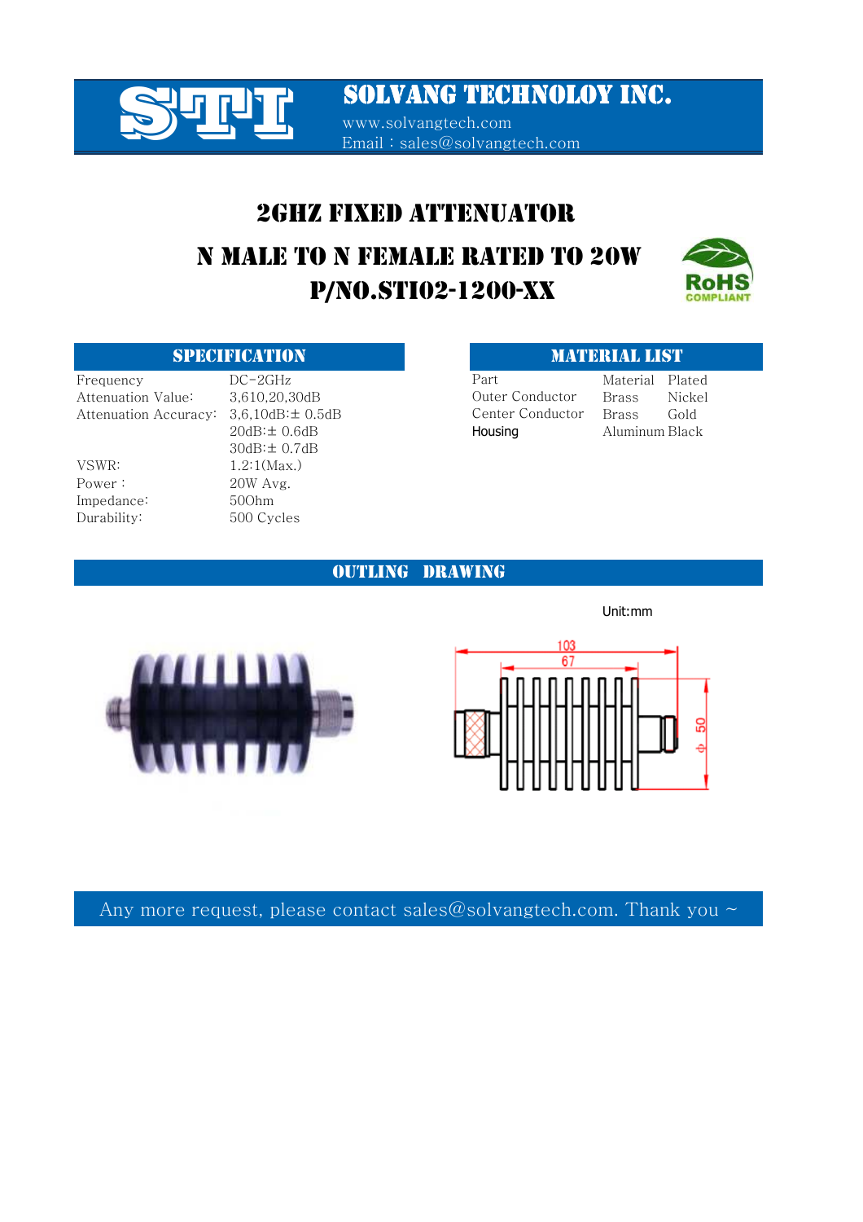# SOLVANG TECHNOLOY INC.

www.solvangtech.com
Email：sales@solvangtech.com

## 2GHZ FIXED ATTENUATOR

## N MALE TO N FEMALE RATED TO 20W

## P/NO.STI02-1200-XX

RoHS COMPLIANT

### SPECIFICATION

| | |
|---|---|
| Frequency | DC-2GHz |
| Attenuation Value: | 3,610,20,30dB |
| Attenuation Accuracy: | 3,6,10dB:± 0.5dB |
| | 20dB:± 0.6dB |
| | 30dB:± 0.7dB |
| VSWR: | 1.2:1(Max.) |
| Power： | 20W Avg. |
| Impedance: | 50Ohm |
| Durability: | 500 Cycles |

### MATERIAL LIST

| Part | Material | Plated |
|---|---|---|
| Outer Conductor | Brass | Nickel |
| Center Conductor | Brass | Gold |
| Housing | Aluminum | Black |

### OUTLING DRAWING

Unit:mm

103
67
Φ 50

Any more request, please contact sales@solvangtech.com. Thank you ~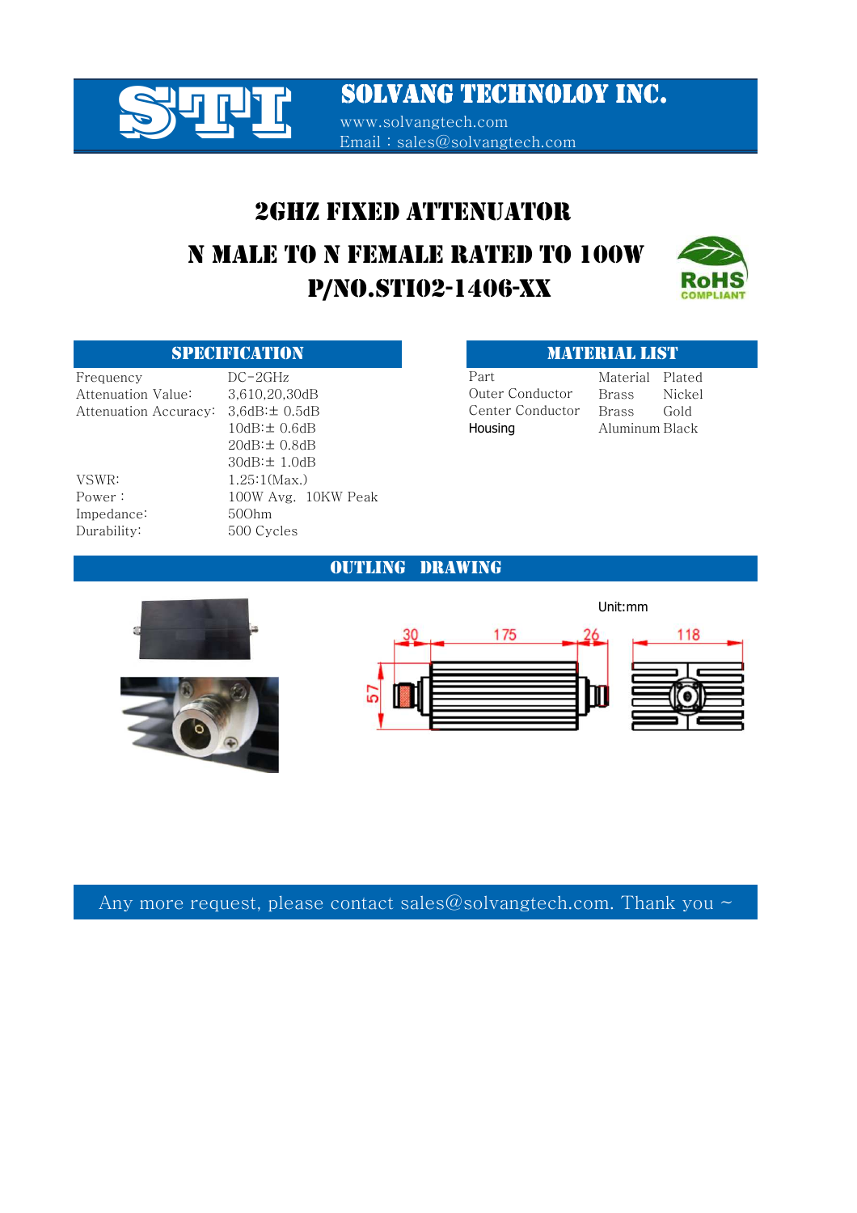# SOLVANG TECHNOLOY INC.

www.solvangtech.com
Email：sales@solvangtech.com

## 2GHZ FIXED ATTENUATOR

## N MALE TO N FEMALE RATED TO 100W

## P/NO.STI02-1406-XX

RoHS COMPLIANT

### SPECIFICATION

| | |
|---|---|
| Frequency | DC-2GHz |
| Attenuation Value: | 3,610,20,30dB |
| Attenuation Accuracy: | 3,6dB:± 0.5dB |
| | 10dB:± 0.6dB |
| | 20dB:± 0.8dB |
| | 30dB:± 1.0dB |
| VSWR: | 1.25:1(Max.) |
| Power： | 100W Avg. 10KW Peak |
| Impedance: | 50Ohm |
| Durability: | 500 Cycles |

### MATERIAL LIST

| Part | Material | Plated |
|---|---|---|
| Outer Conductor | Brass | Nickel |
| Center Conductor | Brass | Gold |
| Housing | Aluminum | Black |

### OUTLING DRAWING

Unit:mm

30　175　26　118

57

Any more request, please contact sales@solvangtech.com. Thank you ~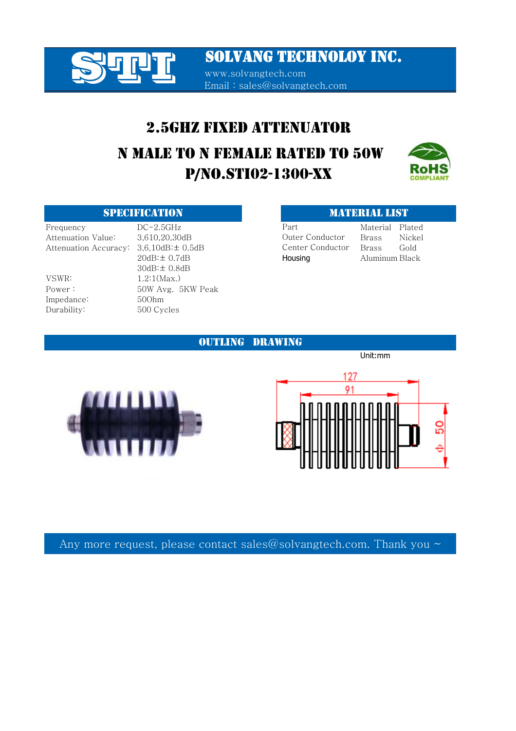# SOLVANG TECHNOLOY INC.

www.solvangtech.com
Email：sales@solvangtech.com

## 2.5GHZ FIXED ATTENUATOR

## N MALE TO N FEMALE RATED TO 50W

## P/NO.STI02-1300-XX

RoHS COMPLIANT

### SPECIFICATION

| | |
|---|---|
| Frequency | DC-2.5GHz |
| Attenuation Value: | 3,610,20,30dB |
| Attenuation Accuracy: | 3,6,10dB:± 0.5dB |
| | 20dB:± 0.7dB |
| | 30dB:± 0.8dB |
| VSWR: | 1.2:1(Max.) |
| Power： | 50W Avg. 5KW Peak |
| Impedance: | 50Ohm |
| Durability: | 500 Cycles |

### MATERIAL LIST

| Part | Material | Plated |
|---|---|---|
| Outer Conductor | Brass | Nickel |
| Center Conductor | Brass | Gold |
| Housing | Aluminum | Black |

### OUTLING DRAWING

Unit:mm

127

91

Φ 50

Any more request, please contact sales@solvangtech.com. Thank you ~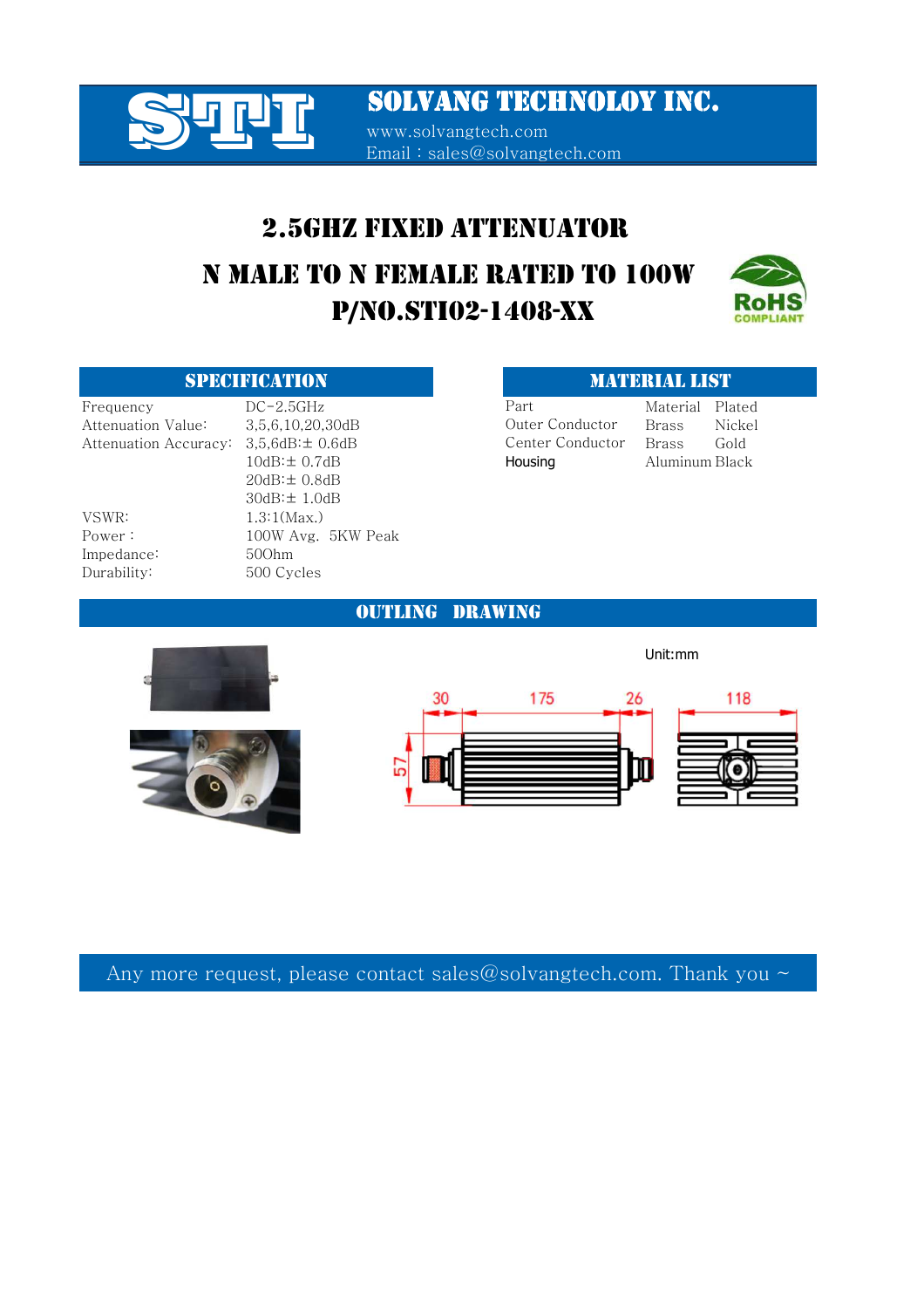# SOLVANG TECHNOLOY INC.

www.solvangtech.com
Email：sales@solvangtech.com

## 2.5GHZ FIXED ATTENUATOR

## N MALE TO N FEMALE RATED TO 100W

## P/NO.STI02-1408-XX

### SPECIFICATION

| | |
|---|---|
| Frequency | DC-2.5GHz |
| Attenuation Value: | 3,5,6,10,20,30dB |
| Attenuation Accuracy: | 3,5,6dB:± 0.6dB |
| | 10dB:± 0.7dB |
| | 20dB:± 0.8dB |
| | 30dB:± 1.0dB |
| VSWR: | 1.3:1(Max.) |
| Power： | 100W Avg. 5KW Peak |
| Impedance: | 50Ohm |
| Durability: | 500 Cycles |

### MATERIAL LIST

| Part | Material | Plated |
|---|---|---|
| Outer Conductor | Brass | Nickel |
| Center Conductor | Brass | Gold |
| Housing | Aluminum | Black |

### OUTLING DRAWING

Unit:mm

30 175 26 118 57

Any more request, please contact sales@solvangtech.com. Thank you ~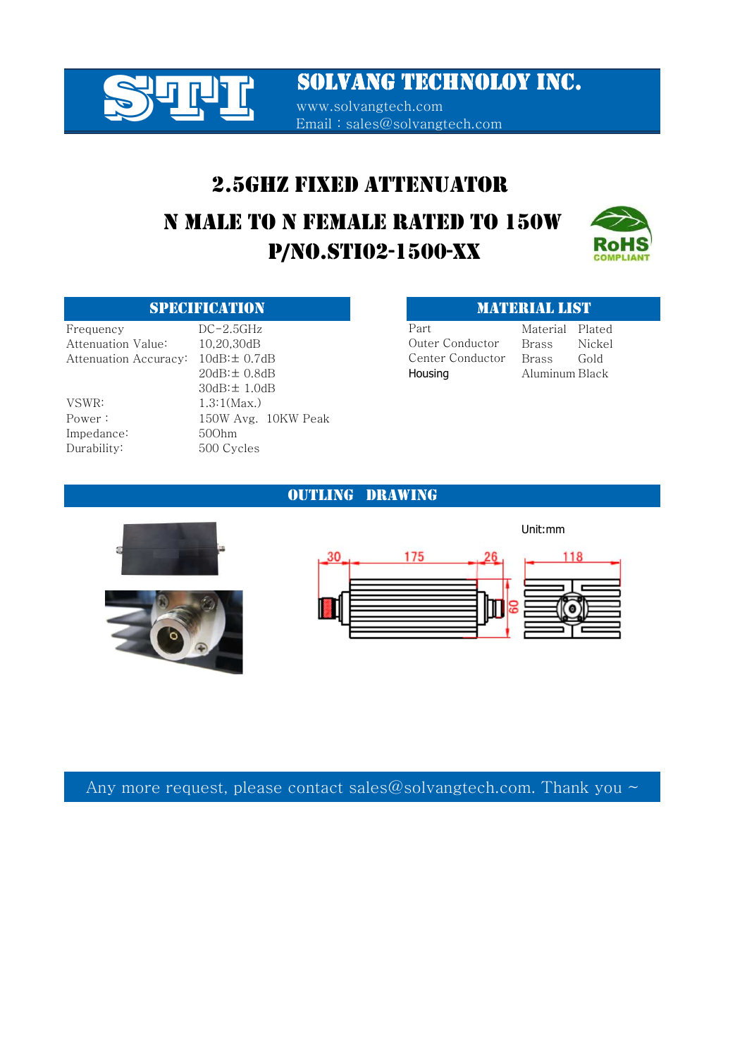# SOLVANG TECHNOLOY INC.

www.solvangtech.com
Email：sales@solvangtech.com

## 2.5GHZ FIXED ATTENUATOR

## N MALE TO N FEMALE RATED TO 150W

## P/NO.STI02-1500-XX

### SPECIFICATION

| | |
|---|---|
| Frequency | DC-2.5GHz |
| Attenuation Value: | 10,20,30dB |
| Attenuation Accuracy: | 10dB:± 0.7dB |
| | 20dB:± 0.8dB |
| | 30dB:± 1.0dB |
| VSWR: | 1.3:1(Max.) |
| Power： | 150W Avg. 10KW Peak |
| Impedance: | 50Ohm |
| Durability: | 500 Cycles |

### MATERIAL LIST

| Part | Material | Plated |
|---|---|---|
| Outer Conductor | Brass | Nickel |
| Center Conductor | Brass | Gold |
| Housing | Aluminum | Black |

### OUTLING DRAWING

Unit:mm

30 175 26 118 60

Any more request, please contact sales@solvangtech.com. Thank you ~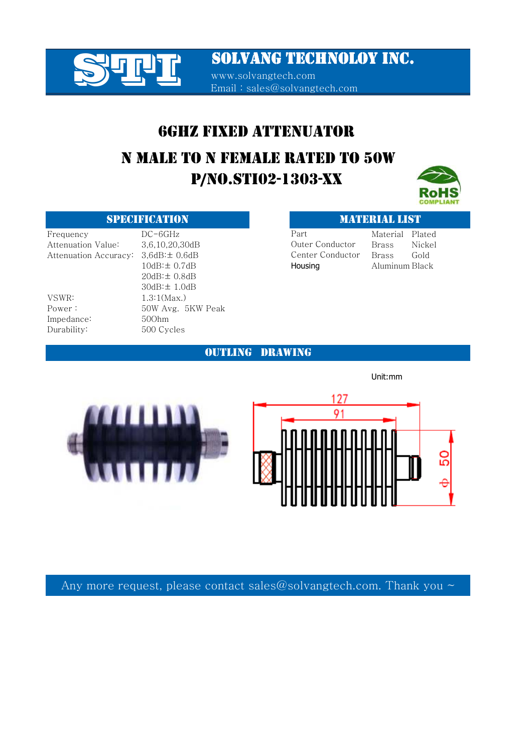# SOLVANG TECHNOLOY INC.

www.solvangtech.com
Email：sales@solvangtech.com

## 6GHZ FIXED ATTENUATOR

## N MALE TO N FEMALE RATED TO 50W

## P/NO.STI02-1303-XX

RoHS COMPLIANT

### SPECIFICATION

| | |
|---|---|
| Frequency | DC-6GHz |
| Attenuation Value: | 3,6,10,20,30dB |
| Attenuation Accuracy: | 3,6dB:± 0.6dB |
| | 10dB:± 0.7dB |
| | 20dB:± 0.8dB |
| | 30dB:± 1.0dB |
| VSWR: | 1.3:1(Max.) |
| Power： | 50W Avg. 5KW Peak |
| Impedance: | 50Ohm |
| Durability: | 500 Cycles |

### MATERIAL LIST

| Part | Material | Plated |
|---|---|---|
| Outer Conductor | Brass | Nickel |
| Center Conductor | Brass | Gold |
| Housing | Aluminum | Black |

### OUTLING DRAWING

Unit:mm

127

91

ϕ 50

Any more request, please contact sales@solvangtech.com. Thank you ~